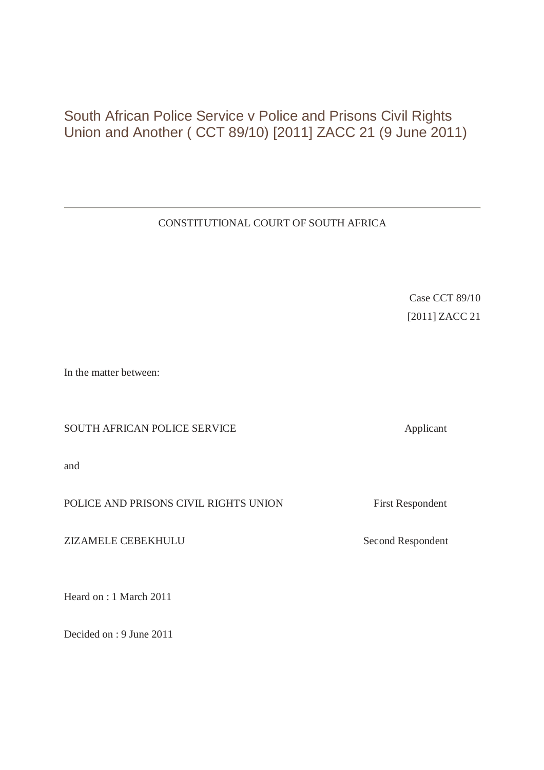# South African Police Service v Police and Prisons Civil Rights Union and Another ( CCT 89/10) [2011] ZACC 21 (9 June 2011)

---

CONSTITUTIONAL COURT OF SOUTH AFRICA

Case CCT 89/10

[2011] ZACC 21

In the matter between:

SOUTH AFRICAN POLICE SERVICE — Applicant

and

POLICE AND PRISONS CIVIL RIGHTS UNION — First Respondent

ZIZAMELE CEBEKHULU — Second Respondent

Heard on : 1 March 2011

Decided on : 9 June 2011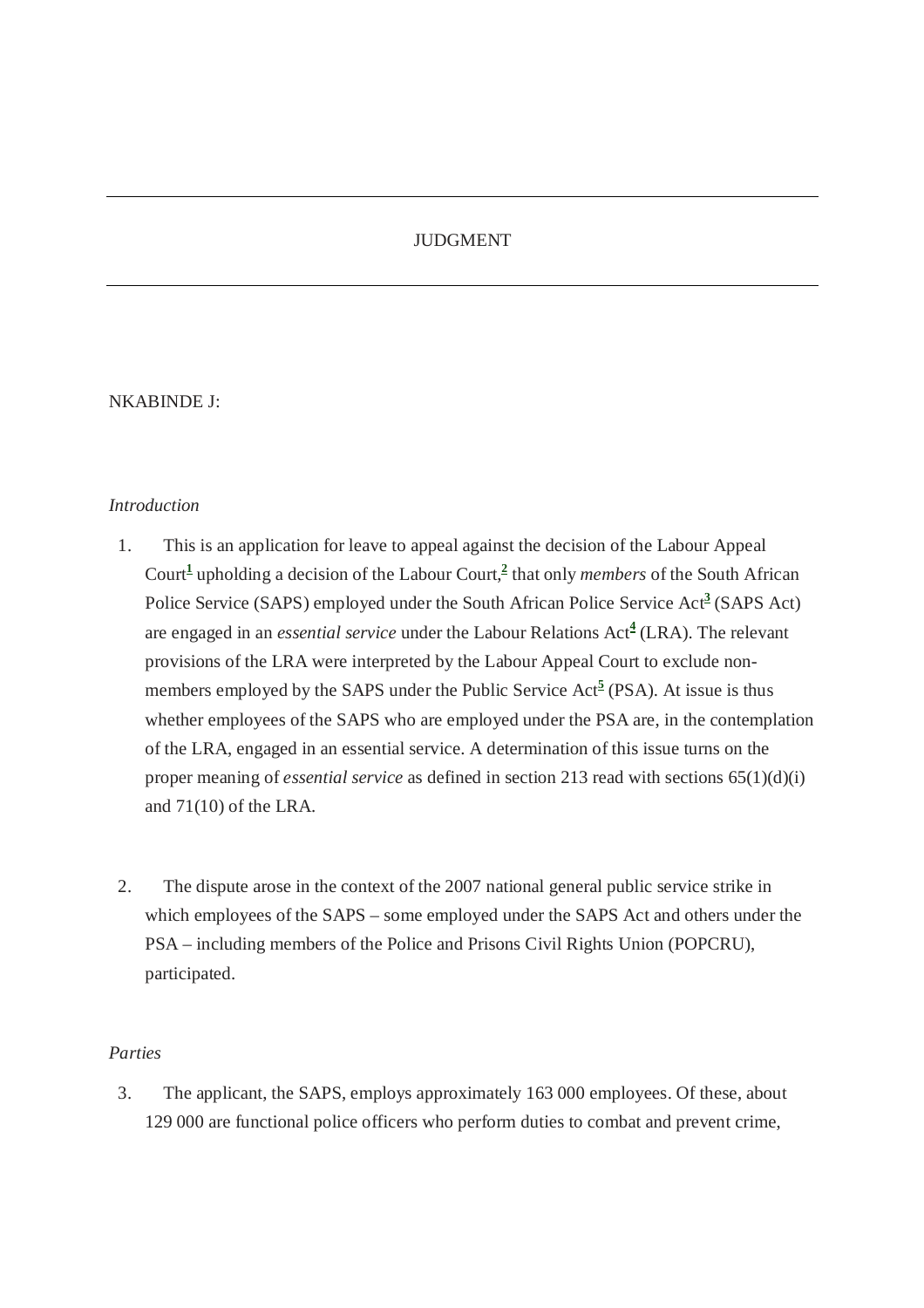---

JUDGMENT

---

NKABINDE J:

*Introduction*

1. This is an application for leave to appeal against the decision of the Labour Appeal Court[1] upholding a decision of the Labour Court,[2] that only *members* of the South African Police Service (SAPS) employed under the South African Police Service Act[3] (SAPS Act) are engaged in an *essential service* under the Labour Relations Act[4] (LRA). The relevant provisions of the LRA were interpreted by the Labour Appeal Court to exclude non-members employed by the SAPS under the Public Service Act[5] (PSA). At issue is thus whether employees of the SAPS who are employed under the PSA are, in the contemplation of the LRA, engaged in an essential service. A determination of this issue turns on the proper meaning of *essential service* as defined in section 213 read with sections 65(1)(d)(i) and 71(10) of the LRA.

2. The dispute arose in the context of the 2007 national general public service strike in which employees of the SAPS – some employed under the SAPS Act and others under the PSA – including members of the Police and Prisons Civil Rights Union (POPCRU), participated.

*Parties*

3. The applicant, the SAPS, employs approximately 163 000 employees. Of these, about 129 000 are functional police officers who perform duties to combat and prevent crime,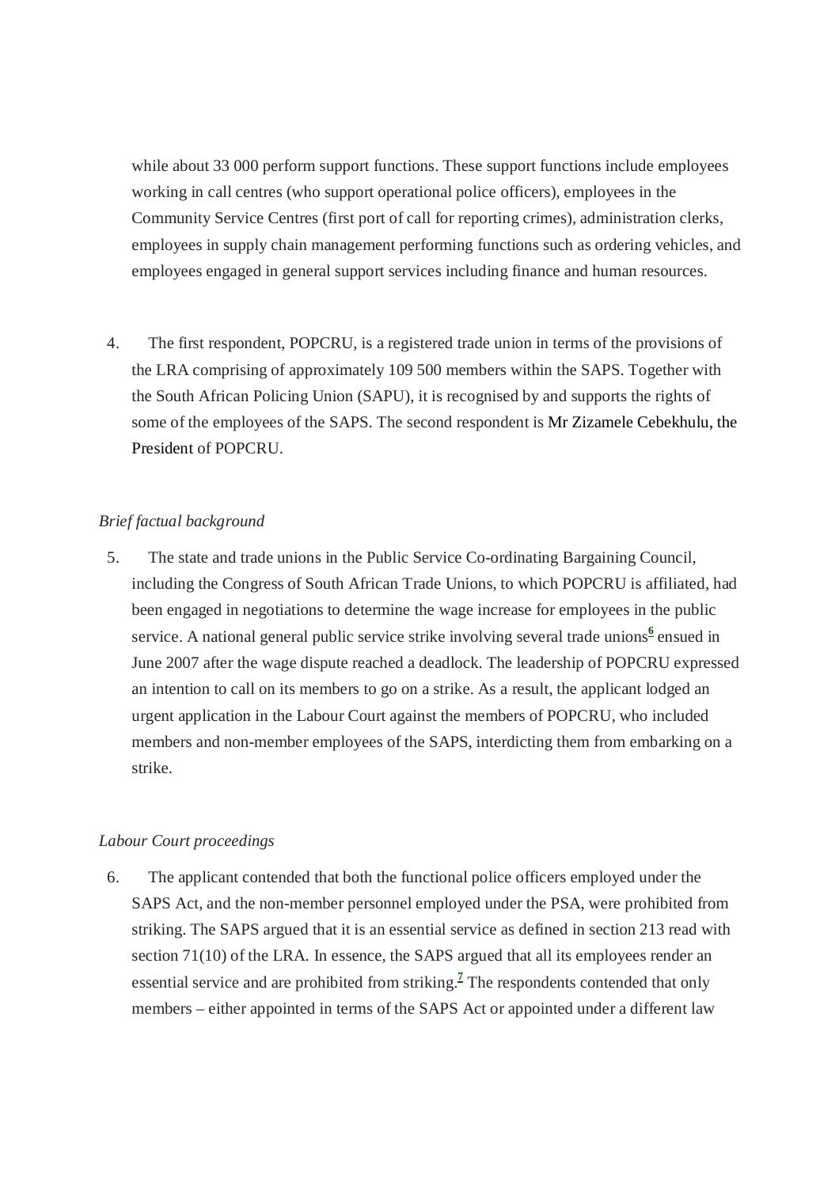while about 33 000 perform support functions. These support functions include employees working in call centres (who support operational police officers), employees in the Community Service Centres (first port of call for reporting crimes), administration clerks, employees in supply chain management performing functions such as ordering vehicles, and employees engaged in general support services including finance and human resources.

4. The first respondent, POPCRU, is a registered trade union in terms of the provisions of the LRA comprising of approximately 109 500 members within the SAPS. Together with the South African Policing Union (SAPU), it is recognised by and supports the rights of some of the employees of the SAPS. The second respondent is Mr Zizamele Cebekhulu, the President of POPCRU.

*Brief factual background*

5. The state and trade unions in the Public Service Co-ordinating Bargaining Council, including the Congress of South African Trade Unions, to which POPCRU is affiliated, had been engaged in negotiations to determine the wage increase for employees in the public service. A national general public service strike involving several trade unions[6] ensued in June 2007 after the wage dispute reached a deadlock. The leadership of POPCRU expressed an intention to call on its members to go on a strike. As a result, the applicant lodged an urgent application in the Labour Court against the members of POPCRU, who included members and non-member employees of the SAPS, interdicting them from embarking on a strike.

*Labour Court proceedings*

6. The applicant contended that both the functional police officers employed under the SAPS Act, and the non-member personnel employed under the PSA, were prohibited from striking. The SAPS argued that it is an essential service as defined in section 213 read with section 71(10) of the LRA. In essence, the SAPS argued that all its employees render an essential service and are prohibited from striking.[7] The respondents contended that only members – either appointed in terms of the SAPS Act or appointed under a different law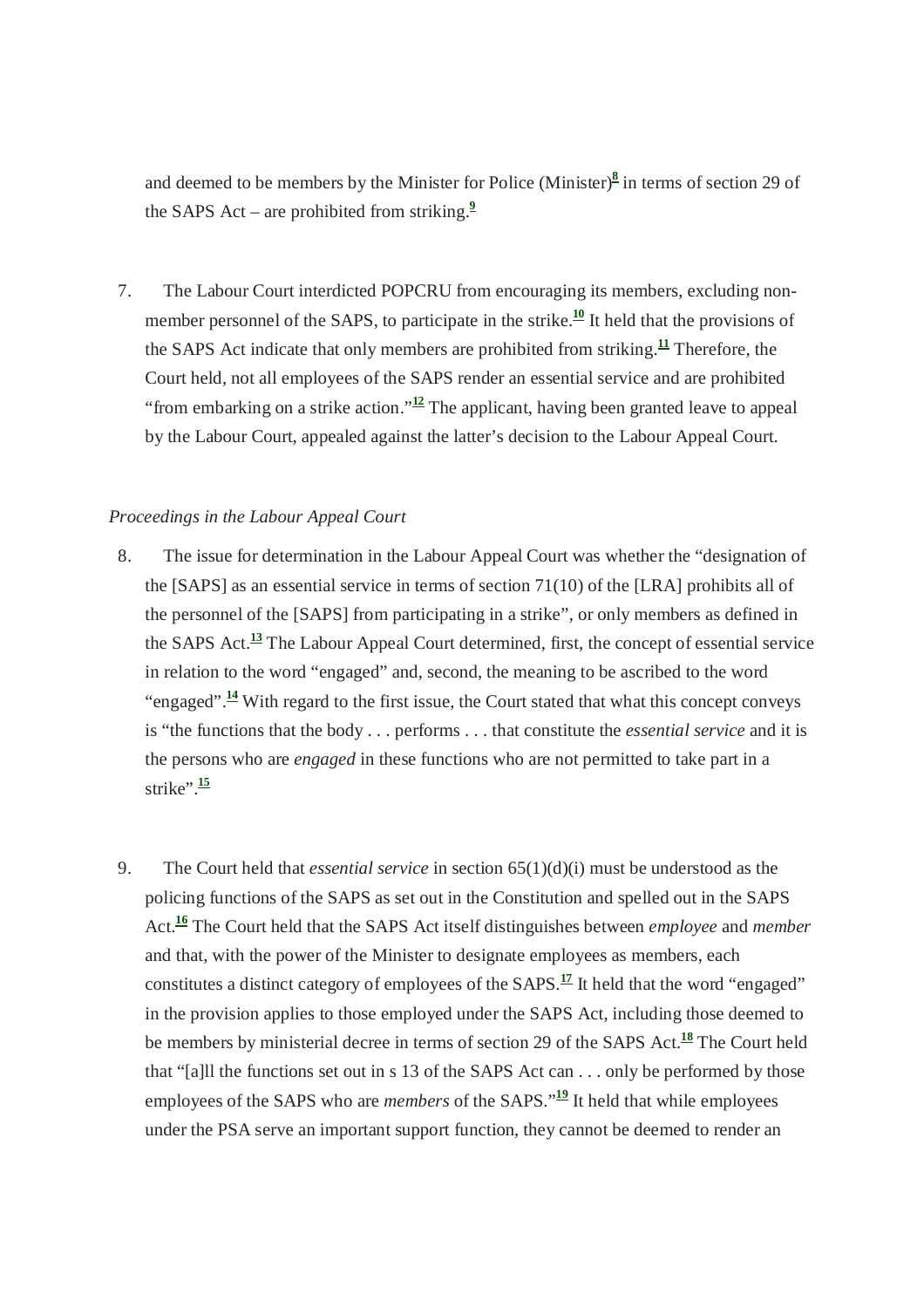and deemed to be members by the Minister for Police (Minister)[8] in terms of section 29 of the SAPS Act – are prohibited from striking.[9]

7. The Labour Court interdicted POPCRU from encouraging its members, excluding non-member personnel of the SAPS, to participate in the strike.[10] It held that the provisions of the SAPS Act indicate that only members are prohibited from striking.[11] Therefore, the Court held, not all employees of the SAPS render an essential service and are prohibited "from embarking on a strike action."[12] The applicant, having been granted leave to appeal by the Labour Court, appealed against the latter's decision to the Labour Appeal Court.

*Proceedings in the Labour Appeal Court*

8. The issue for determination in the Labour Appeal Court was whether the "designation of the [SAPS] as an essential service in terms of section 71(10) of the [LRA] prohibits all of the personnel of the [SAPS] from participating in a strike", or only members as defined in the SAPS Act.[13] The Labour Appeal Court determined, first, the concept of essential service in relation to the word "engaged" and, second, the meaning to be ascribed to the word "engaged".[14] With regard to the first issue, the Court stated that what this concept conveys is "the functions that the body . . . performs . . . that constitute the *essential service* and it is the persons who are *engaged* in these functions who are not permitted to take part in a strike".[15]

9. The Court held that *essential service* in section 65(1)(d)(i) must be understood as the policing functions of the SAPS as set out in the Constitution and spelled out in the SAPS Act.[16] The Court held that the SAPS Act itself distinguishes between *employee* and *member* and that, with the power of the Minister to designate employees as members, each constitutes a distinct category of employees of the SAPS.[17] It held that the word "engaged" in the provision applies to those employed under the SAPS Act, including those deemed to be members by ministerial decree in terms of section 29 of the SAPS Act.[18] The Court held that "[a]ll the functions set out in s 13 of the SAPS Act can . . . only be performed by those employees of the SAPS who are *members* of the SAPS."[19] It held that while employees under the PSA serve an important support function, they cannot be deemed to render an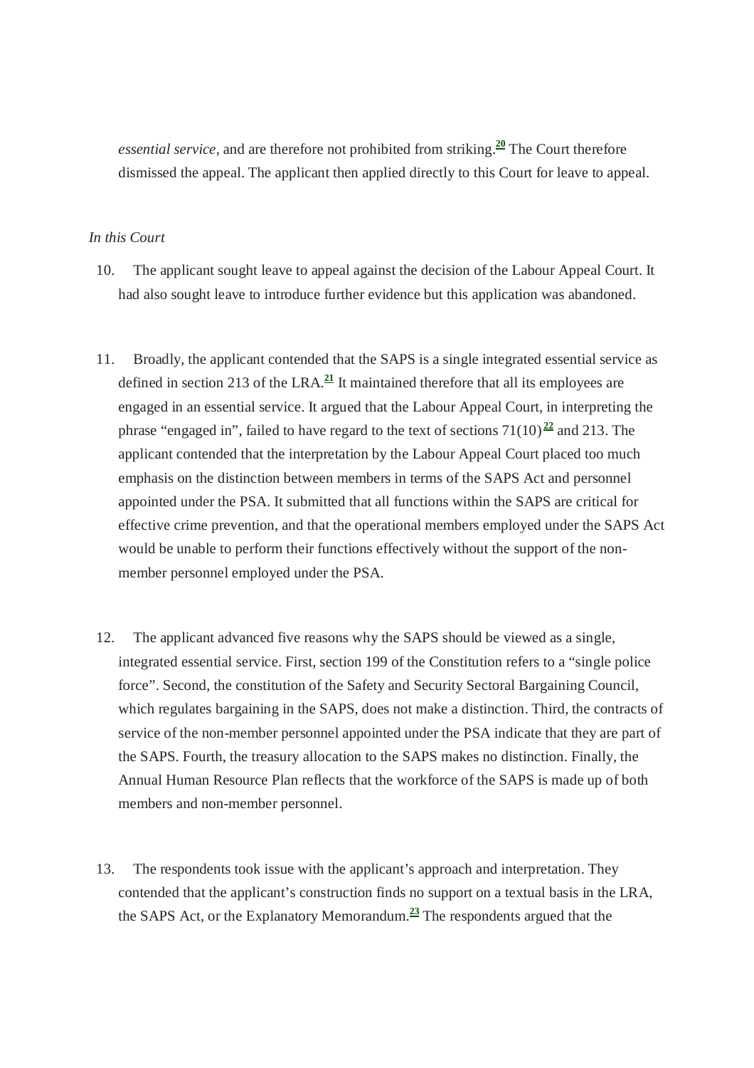*essential service*, and are therefore not prohibited from striking.[20] The Court therefore dismissed the appeal. The applicant then applied directly to this Court for leave to appeal.

*In this Court*

10. The applicant sought leave to appeal against the decision of the Labour Appeal Court. It had also sought leave to introduce further evidence but this application was abandoned.

11. Broadly, the applicant contended that the SAPS is a single integrated essential service as defined in section 213 of the LRA.[21] It maintained therefore that all its employees are engaged in an essential service. It argued that the Labour Appeal Court, in interpreting the phrase "engaged in", failed to have regard to the text of sections 71(10)[22] and 213. The applicant contended that the interpretation by the Labour Appeal Court placed too much emphasis on the distinction between members in terms of the SAPS Act and personnel appointed under the PSA. It submitted that all functions within the SAPS are critical for effective crime prevention, and that the operational members employed under the SAPS Act would be unable to perform their functions effectively without the support of the non-member personnel employed under the PSA.

12. The applicant advanced five reasons why the SAPS should be viewed as a single, integrated essential service. First, section 199 of the Constitution refers to a "single police force". Second, the constitution of the Safety and Security Sectoral Bargaining Council, which regulates bargaining in the SAPS, does not make a distinction. Third, the contracts of service of the non-member personnel appointed under the PSA indicate that they are part of the SAPS. Fourth, the treasury allocation to the SAPS makes no distinction. Finally, the Annual Human Resource Plan reflects that the workforce of the SAPS is made up of both members and non-member personnel.

13. The respondents took issue with the applicant's approach and interpretation. They contended that the applicant's construction finds no support on a textual basis in the LRA, the SAPS Act, or the Explanatory Memorandum.[23] The respondents argued that the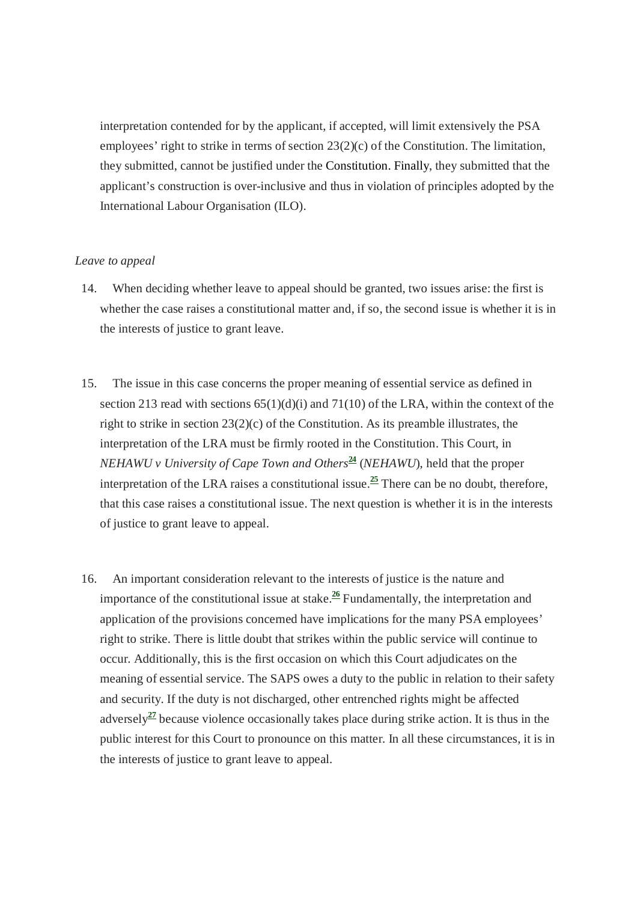interpretation contended for by the applicant, if accepted, will limit extensively the PSA employees' right to strike in terms of section 23(2)(c) of the Constitution. The limitation, they submitted, cannot be justified under the Constitution. Finally, they submitted that the applicant's construction is over-inclusive and thus in violation of principles adopted by the International Labour Organisation (ILO).

*Leave to appeal*

14. When deciding whether leave to appeal should be granted, two issues arise: the first is whether the case raises a constitutional matter and, if so, the second issue is whether it is in the interests of justice to grant leave.

15. The issue in this case concerns the proper meaning of essential service as defined in section 213 read with sections 65(1)(d)(i) and 71(10) of the LRA, within the context of the right to strike in section 23(2)(c) of the Constitution. As its preamble illustrates, the interpretation of the LRA must be firmly rooted in the Constitution. This Court, in *NEHAWU v University of Cape Town and Others*[24] (*NEHAWU*), held that the proper interpretation of the LRA raises a constitutional issue.[25] There can be no doubt, therefore, that this case raises a constitutional issue. The next question is whether it is in the interests of justice to grant leave to appeal.

16. An important consideration relevant to the interests of justice is the nature and importance of the constitutional issue at stake.[26] Fundamentally, the interpretation and application of the provisions concerned have implications for the many PSA employees' right to strike. There is little doubt that strikes within the public service will continue to occur. Additionally, this is the first occasion on which this Court adjudicates on the meaning of essential service. The SAPS owes a duty to the public in relation to their safety and security. If the duty is not discharged, other entrenched rights might be affected adversely[27] because violence occasionally takes place during strike action. It is thus in the public interest for this Court to pronounce on this matter. In all these circumstances, it is in the interests of justice to grant leave to appeal.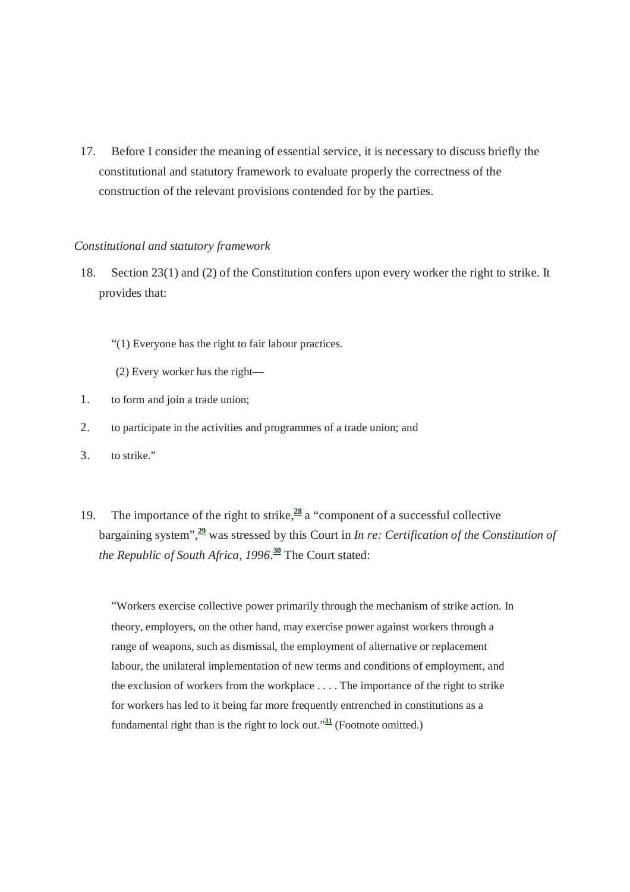17. Before I consider the meaning of essential service, it is necessary to discuss briefly the constitutional and statutory framework to evaluate properly the correctness of the construction of the relevant provisions contended for by the parties.

*Constitutional and statutory framework*

18. Section 23(1) and (2) of the Constitution confers upon every worker the right to strike. It provides that:

> "(1) Everyone has the right to fair labour practices.
>
> (2) Every worker has the right—
>
> 1. to form and join a trade union;
> 2. to participate in the activities and programmes of a trade union; and
> 3. to strike."

19. The importance of the right to strike,[28] a "component of a successful collective bargaining system",[29] was stressed by this Court in *In re: Certification of the Constitution of the Republic of South Africa, 1996*.[30] The Court stated:

> "Workers exercise collective power primarily through the mechanism of strike action. In theory, employers, on the other hand, may exercise power against workers through a range of weapons, such as dismissal, the employment of alternative or replacement labour, the unilateral implementation of new terms and conditions of employment, and the exclusion of workers from the workplace . . . . The importance of the right to strike for workers has led to it being far more frequently entrenched in constitutions as a fundamental right than is the right to lock out."[31] (Footnote omitted.)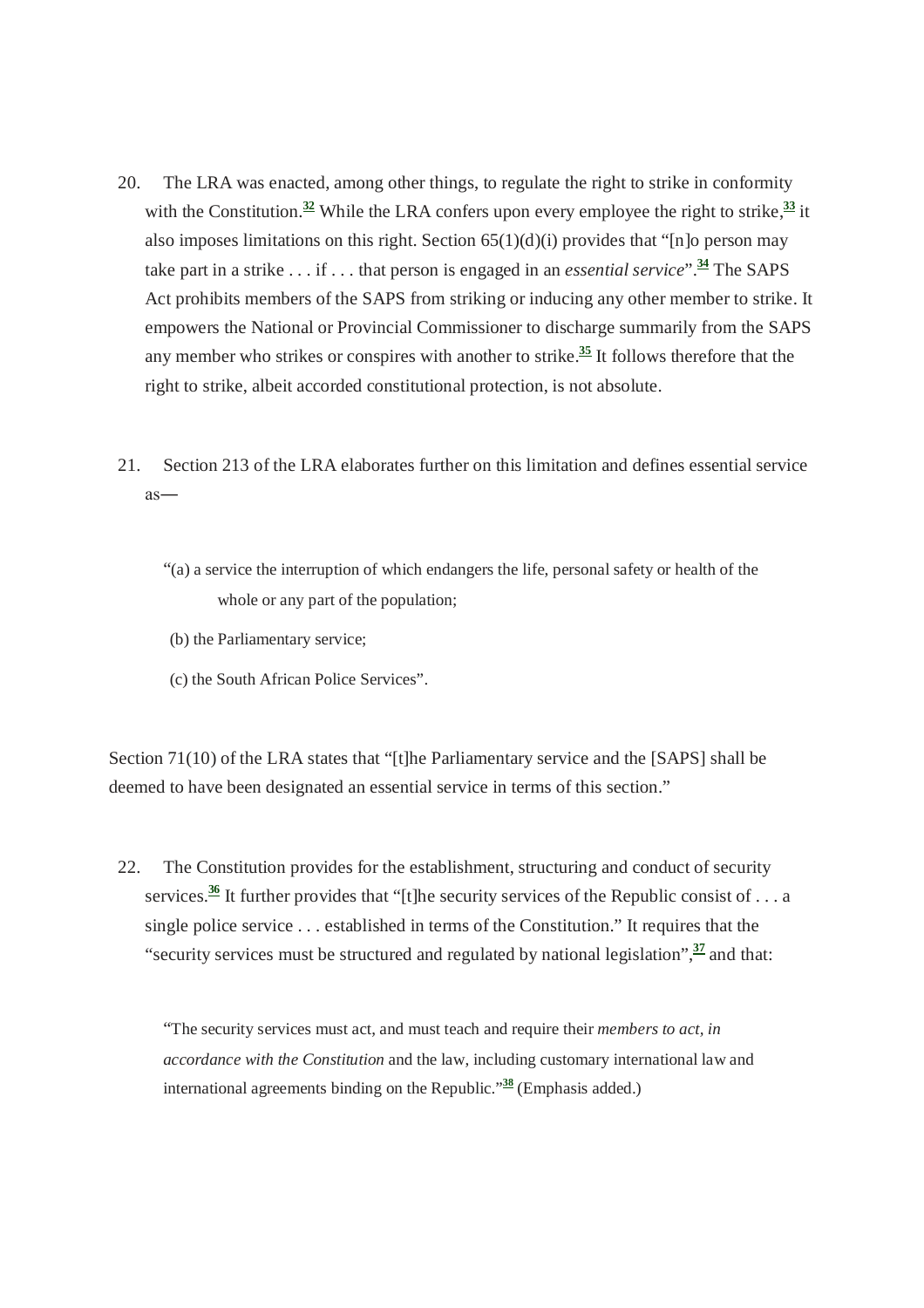20. The LRA was enacted, among other things, to regulate the right to strike in conformity with the Constitution.[32] While the LRA confers upon every employee the right to strike,[33] it also imposes limitations on this right. Section 65(1)(d)(i) provides that "[n]o person may take part in a strike . . . if . . . that person is engaged in an *essential service*".[34] The SAPS Act prohibits members of the SAPS from striking or inducing any other member to strike. It empowers the National or Provincial Commissioner to discharge summarily from the SAPS any member who strikes or conspires with another to strike.[35] It follows therefore that the right to strike, albeit accorded constitutional protection, is not absolute.

21. Section 213 of the LRA elaborates further on this limitation and defines essential service as—

> "(a) a service the interruption of which endangers the life, personal safety or health of the whole or any part of the population;
>
> (b) the Parliamentary service;
>
> (c) the South African Police Services".

Section 71(10) of the LRA states that "[t]he Parliamentary service and the [SAPS] shall be deemed to have been designated an essential service in terms of this section."

22. The Constitution provides for the establishment, structuring and conduct of security services.[36] It further provides that "[t]he security services of the Republic consist of . . . a single police service . . . established in terms of the Constitution." It requires that the "security services must be structured and regulated by national legislation",[37] and that:

> "The security services must act, and must teach and require their *members to act, in accordance with the Constitution* and the law, including customary international law and international agreements binding on the Republic."[38] (Emphasis added.)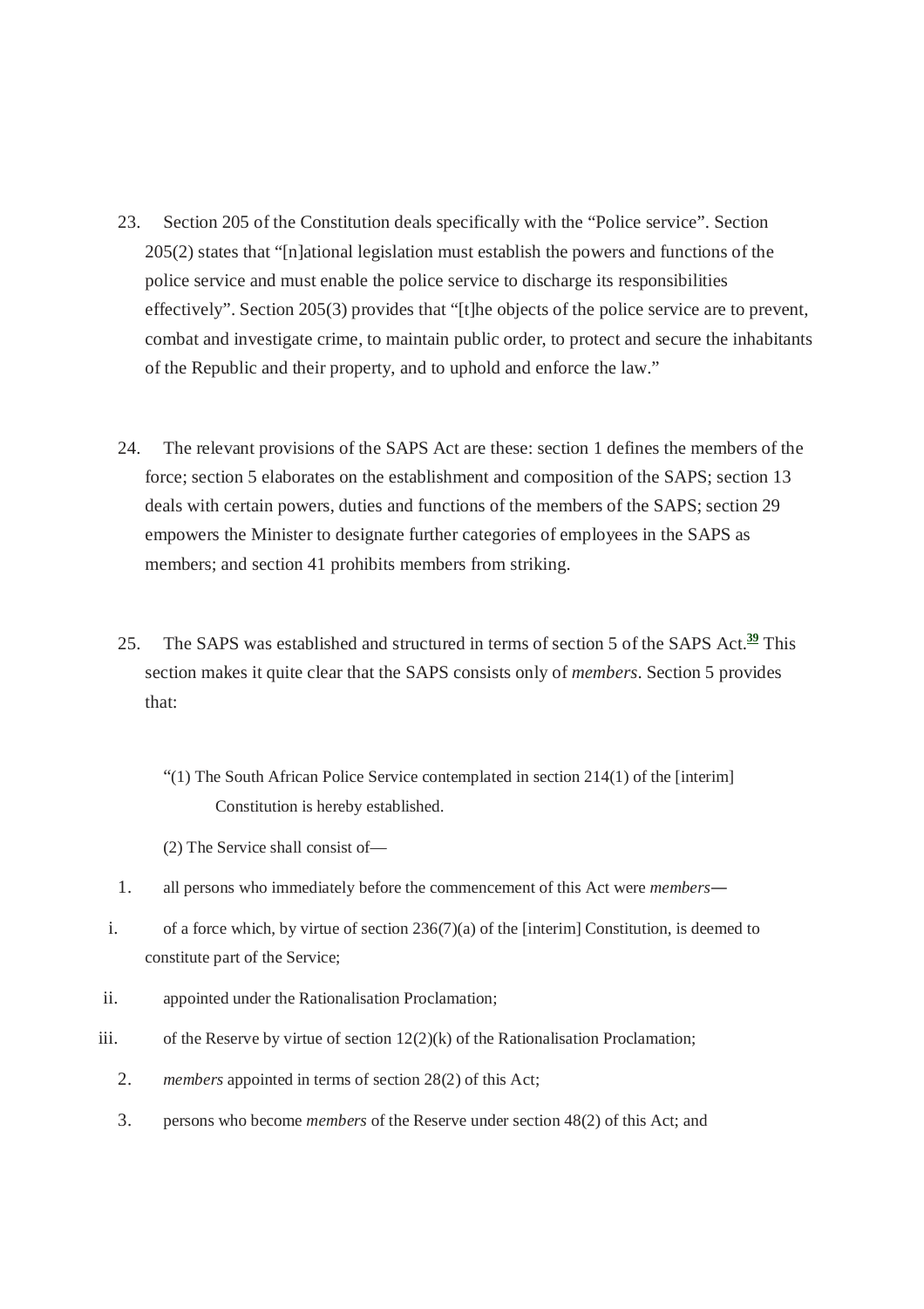23. Section 205 of the Constitution deals specifically with the "Police service". Section 205(2) states that "[n]ational legislation must establish the powers and functions of the police service and must enable the police service to discharge its responsibilities effectively". Section 205(3) provides that "[t]he objects of the police service are to prevent, combat and investigate crime, to maintain public order, to protect and secure the inhabitants of the Republic and their property, and to uphold and enforce the law."

24. The relevant provisions of the SAPS Act are these: section 1 defines the members of the force; section 5 elaborates on the establishment and composition of the SAPS; section 13 deals with certain powers, duties and functions of the members of the SAPS; section 29 empowers the Minister to designate further categories of employees in the SAPS as members; and section 41 prohibits members from striking.

25. The SAPS was established and structured in terms of section 5 of the SAPS Act.[39] This section makes it quite clear that the SAPS consists only of *members*. Section 5 provides that:

> "(1) The South African Police Service contemplated in section 214(1) of the [interim] Constitution is hereby established.
>
> (2) The Service shall consist of—
>
> 1. all persons who immediately before the commencement of this Act were *members*—
>    - i. of a force which, by virtue of section 236(7)(a) of the [interim] Constitution, is deemed to constitute part of the Service;
>    - ii. appointed under the Rationalisation Proclamation;
>    - iii. of the Reserve by virtue of section 12(2)(k) of the Rationalisation Proclamation;
> 2. *members* appointed in terms of section 28(2) of this Act;
> 3. persons who become *members* of the Reserve under section 48(2) of this Act; and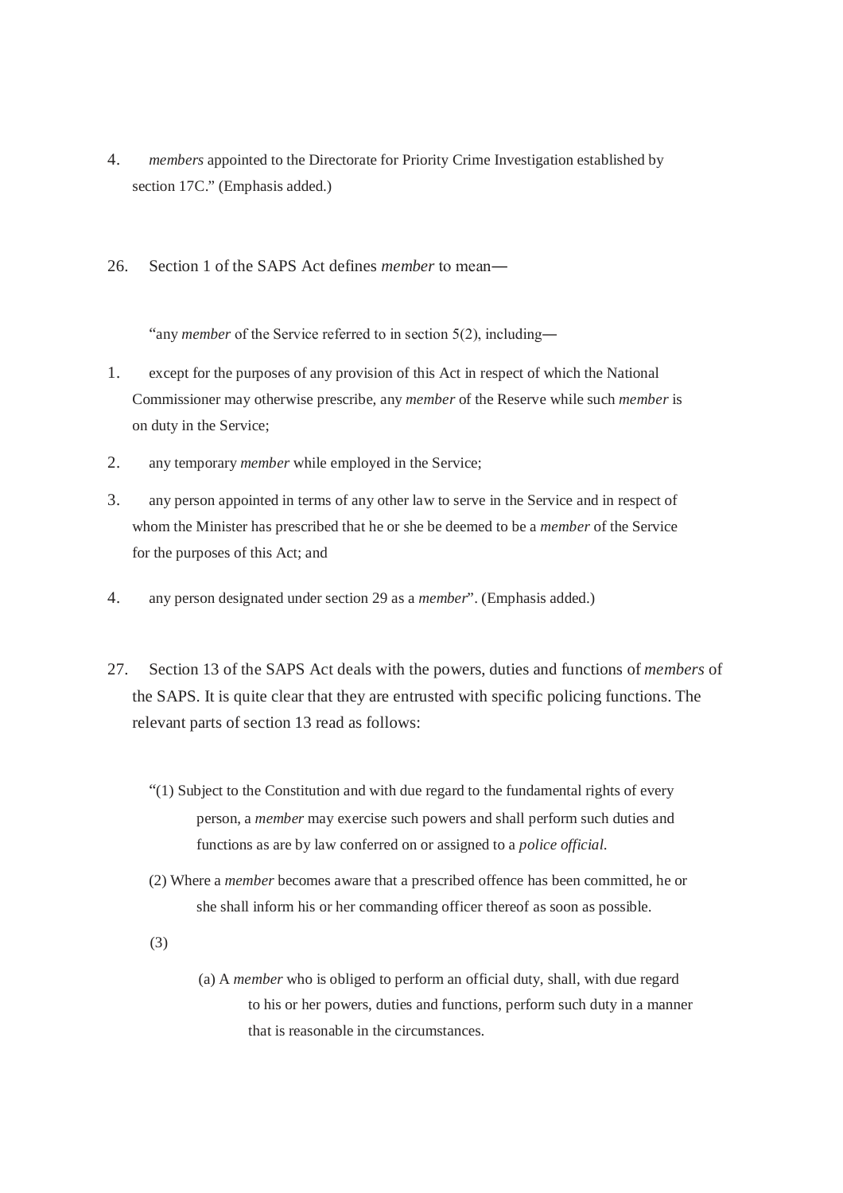4. *members* appointed to the Directorate for Priority Crime Investigation established by section 17C." (Emphasis added.)

26. Section 1 of the SAPS Act defines *member* to mean—

"any *member* of the Service referred to in section 5(2), including—

1. except for the purposes of any provision of this Act in respect of which the National Commissioner may otherwise prescribe, any *member* of the Reserve while such *member* is on duty in the Service;
2. any temporary *member* while employed in the Service;
3. any person appointed in terms of any other law to serve in the Service and in respect of whom the Minister has prescribed that he or she be deemed to be a *member* of the Service for the purposes of this Act; and
4. any person designated under section 29 as a *member*". (Emphasis added.)

27. Section 13 of the SAPS Act deals with the powers, duties and functions of *members* of the SAPS. It is quite clear that they are entrusted with specific policing functions. The relevant parts of section 13 read as follows:

"(1) Subject to the Constitution and with due regard to the fundamental rights of every person, a *member* may exercise such powers and shall perform such duties and functions as are by law conferred on or assigned to a *police official*.

(2) Where a *member* becomes aware that a prescribed offence has been committed, he or she shall inform his or her commanding officer thereof as soon as possible.

(3)

(a) A *member* who is obliged to perform an official duty, shall, with due regard to his or her powers, duties and functions, perform such duty in a manner that is reasonable in the circumstances.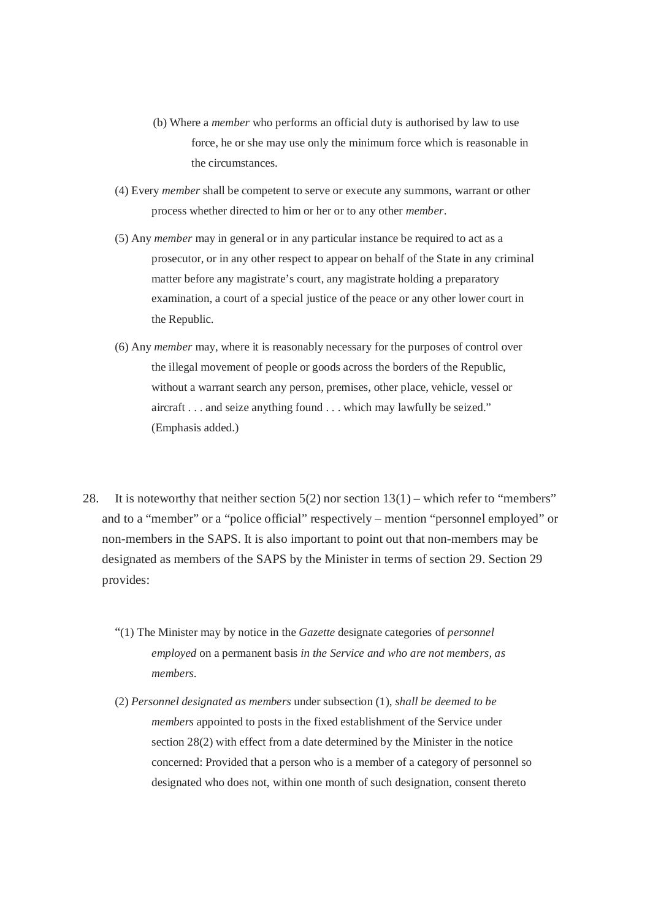> (b) Where a *member* who performs an official duty is authorised by law to use force, he or she may use only the minimum force which is reasonable in the circumstances.
>
> (4) Every *member* shall be competent to serve or execute any summons, warrant or other process whether directed to him or her or to any other *member*.
>
> (5) Any *member* may in general or in any particular instance be required to act as a prosecutor, or in any other respect to appear on behalf of the State in any criminal matter before any magistrate's court, any magistrate holding a preparatory examination, a court of a special justice of the peace or any other lower court in the Republic.
>
> (6) Any *member* may, where it is reasonably necessary for the purposes of control over the illegal movement of people or goods across the borders of the Republic, without a warrant search any person, premises, other place, vehicle, vessel or aircraft . . . and seize anything found . . . which may lawfully be seized."
> (Emphasis added.)

28. It is noteworthy that neither section 5(2) nor section 13(1) – which refer to "members" and to a "member" or a "police official" respectively – mention "personnel employed" or non-members in the SAPS. It is also important to point out that non-members may be designated as members of the SAPS by the Minister in terms of section 29. Section 29 provides:

> "(1) The Minister may by notice in the *Gazette* designate categories of *personnel employed* on a permanent basis *in the Service and who are not members, as members*.
>
> (2) *Personnel designated as members* under subsection (1), *shall be deemed to be members* appointed to posts in the fixed establishment of the Service under section 28(2) with effect from a date determined by the Minister in the notice concerned: Provided that a person who is a member of a category of personnel so designated who does not, within one month of such designation, consent thereto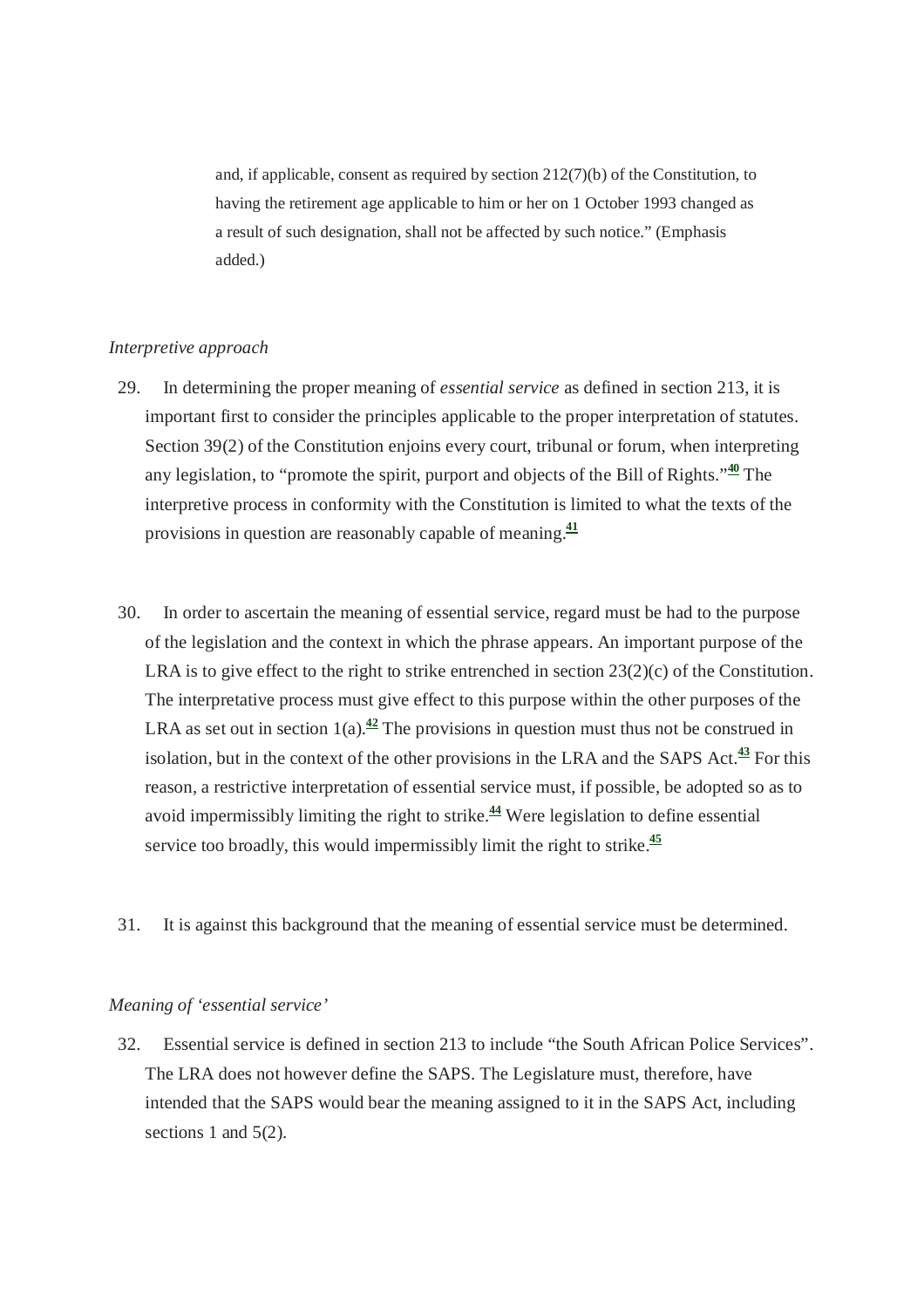> and, if applicable, consent as required by section 212(7)(b) of the Constitution, to having the retirement age applicable to him or her on 1 October 1993 changed as a result of such designation, shall not be affected by such notice." (Emphasis added.)

*Interpretive approach*

29. In determining the proper meaning of *essential service* as defined in section 213, it is important first to consider the principles applicable to the proper interpretation of statutes. Section 39(2) of the Constitution enjoins every court, tribunal or forum, when interpreting any legislation, to "promote the spirit, purport and objects of the Bill of Rights."[40] The interpretive process in conformity with the Constitution is limited to what the texts of the provisions in question are reasonably capable of meaning.[41]

30. In order to ascertain the meaning of essential service, regard must be had to the purpose of the legislation and the context in which the phrase appears. An important purpose of the LRA is to give effect to the right to strike entrenched in section 23(2)(c) of the Constitution. The interpretative process must give effect to this purpose within the other purposes of the LRA as set out in section 1(a).[42] The provisions in question must thus not be construed in isolation, but in the context of the other provisions in the LRA and the SAPS Act.[43] For this reason, a restrictive interpretation of essential service must, if possible, be adopted so as to avoid impermissibly limiting the right to strike.[44] Were legislation to define essential service too broadly, this would impermissibly limit the right to strike.[45]

31. It is against this background that the meaning of essential service must be determined.

*Meaning of 'essential service'*

32. Essential service is defined in section 213 to include "the South African Police Services". The LRA does not however define the SAPS. The Legislature must, therefore, have intended that the SAPS would bear the meaning assigned to it in the SAPS Act, including sections 1 and 5(2).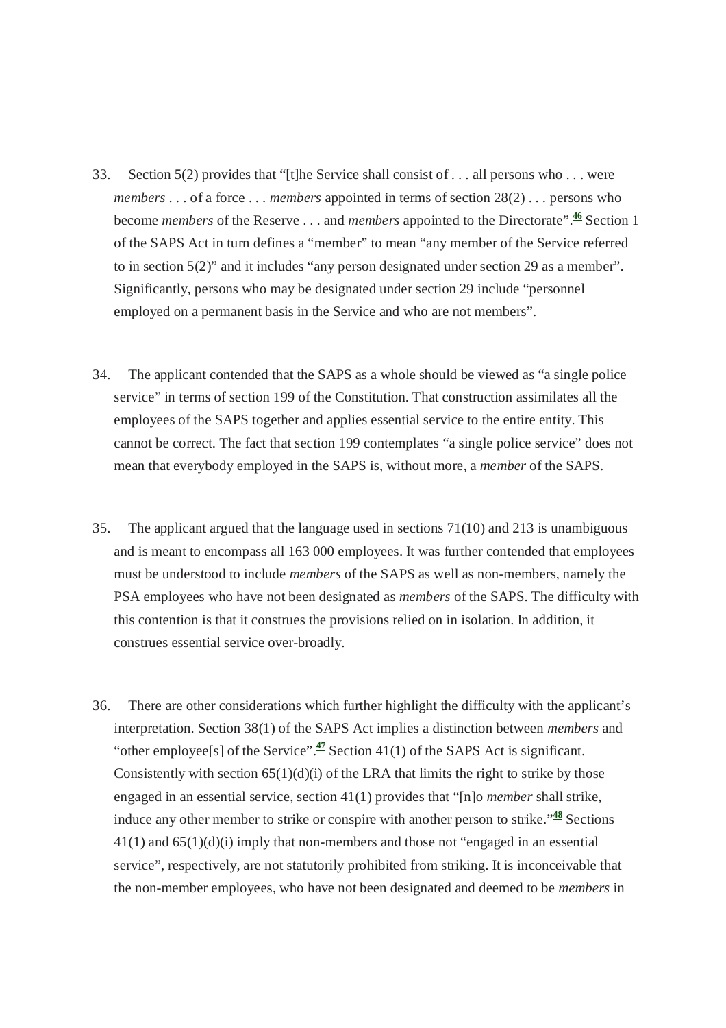33. Section 5(2) provides that "[t]he Service shall consist of . . . all persons who . . . were *members* . . . of a force . . . *members* appointed in terms of section 28(2) . . . persons who become *members* of the Reserve . . . and *members* appointed to the Directorate".[46] Section 1 of the SAPS Act in turn defines a "member" to mean "any member of the Service referred to in section 5(2)" and it includes "any person designated under section 29 as a member". Significantly, persons who may be designated under section 29 include "personnel employed on a permanent basis in the Service and who are not members".

34. The applicant contended that the SAPS as a whole should be viewed as "a single police service" in terms of section 199 of the Constitution. That construction assimilates all the employees of the SAPS together and applies essential service to the entire entity. This cannot be correct. The fact that section 199 contemplates "a single police service" does not mean that everybody employed in the SAPS is, without more, a *member* of the SAPS.

35. The applicant argued that the language used in sections 71(10) and 213 is unambiguous and is meant to encompass all 163 000 employees. It was further contended that employees must be understood to include *members* of the SAPS as well as non-members, namely the PSA employees who have not been designated as *members* of the SAPS. The difficulty with this contention is that it construes the provisions relied on in isolation. In addition, it construes essential service over-broadly.

36. There are other considerations which further highlight the difficulty with the applicant's interpretation. Section 38(1) of the SAPS Act implies a distinction between *members* and "other employee[s] of the Service".[47] Section 41(1) of the SAPS Act is significant. Consistently with section 65(1)(d)(i) of the LRA that limits the right to strike by those engaged in an essential service, section 41(1) provides that "[n]o *member* shall strike, induce any other member to strike or conspire with another person to strike."[48] Sections 41(1) and 65(1)(d)(i) imply that non-members and those not "engaged in an essential service", respectively, are not statutorily prohibited from striking. It is inconceivable that the non-member employees, who have not been designated and deemed to be *members* in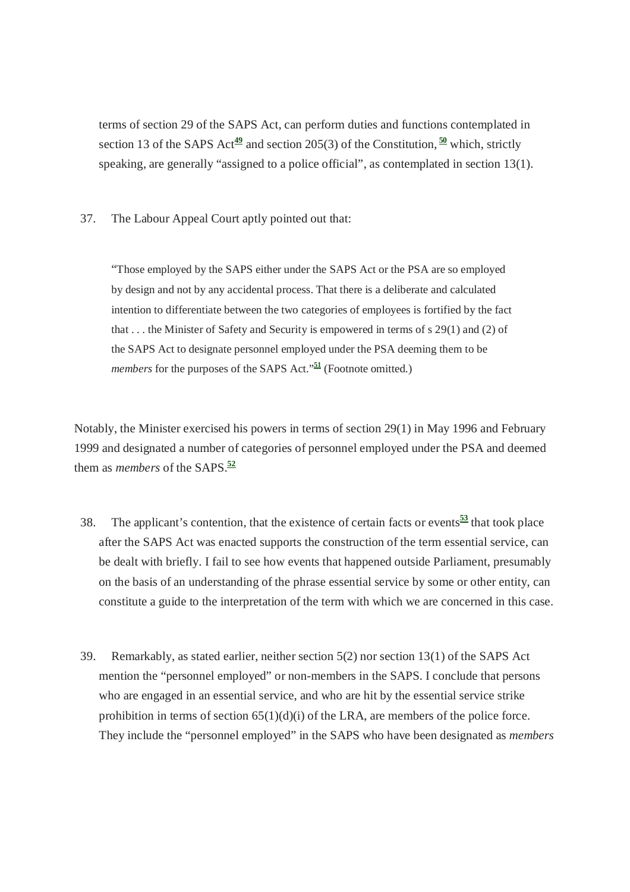terms of section 29 of the SAPS Act, can perform duties and functions contemplated in section 13 of the SAPS Act[49] and section 205(3) of the Constitution, [50] which, strictly speaking, are generally "assigned to a police official", as contemplated in section 13(1).

37. The Labour Appeal Court aptly pointed out that:

> "Those employed by the SAPS either under the SAPS Act or the PSA are so employed by design and not by any accidental process. That there is a deliberate and calculated intention to differentiate between the two categories of employees is fortified by the fact that . . . the Minister of Safety and Security is empowered in terms of s 29(1) and (2) of the SAPS Act to designate personnel employed under the PSA deeming them to be *members* for the purposes of the SAPS Act."[51] (Footnote omitted.)

Notably, the Minister exercised his powers in terms of section 29(1) in May 1996 and February 1999 and designated a number of categories of personnel employed under the PSA and deemed them as *members* of the SAPS.[52]

38. The applicant's contention, that the existence of certain facts or events[53] that took place after the SAPS Act was enacted supports the construction of the term essential service, can be dealt with briefly. I fail to see how events that happened outside Parliament, presumably on the basis of an understanding of the phrase essential service by some or other entity, can constitute a guide to the interpretation of the term with which we are concerned in this case.

39. Remarkably, as stated earlier, neither section 5(2) nor section 13(1) of the SAPS Act mention the "personnel employed" or non-members in the SAPS. I conclude that persons who are engaged in an essential service, and who are hit by the essential service strike prohibition in terms of section 65(1)(d)(i) of the LRA, are members of the police force. They include the "personnel employed" in the SAPS who have been designated as *members*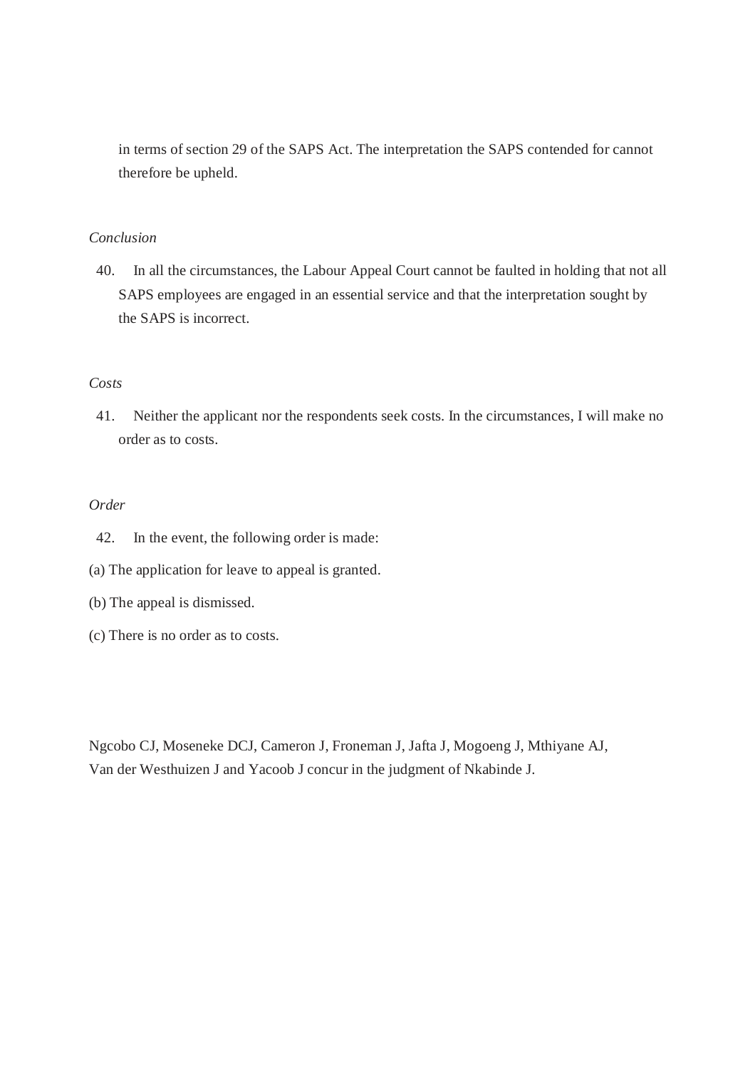in terms of section 29 of the SAPS Act. The interpretation the SAPS contended for cannot therefore be upheld.

*Conclusion*

40. In all the circumstances, the Labour Appeal Court cannot be faulted in holding that not all SAPS employees are engaged in an essential service and that the interpretation sought by the SAPS is incorrect.

*Costs*

41. Neither the applicant nor the respondents seek costs. In the circumstances, I will make no order as to costs.

*Order*

42. In the event, the following order is made:

(a) The application for leave to appeal is granted.

(b) The appeal is dismissed.

(c) There is no order as to costs.

Ngcobo CJ, Moseneke DCJ, Cameron J, Froneman J, Jafta J, Mogoeng J, Mthiyane AJ, Van der Westhuizen J and Yacoob J concur in the judgment of Nkabinde J.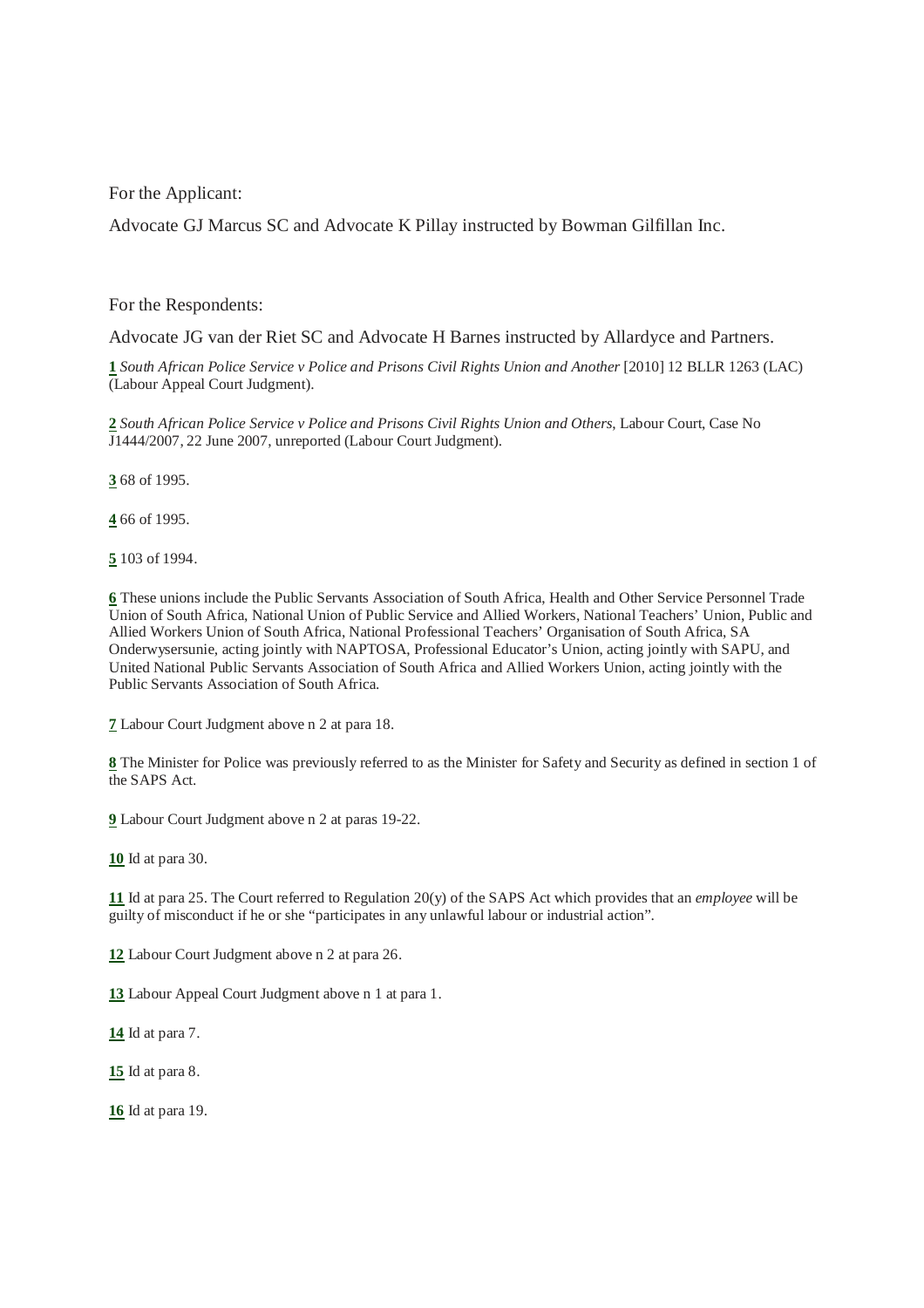For the Applicant:

Advocate GJ Marcus SC and Advocate K Pillay instructed by Bowman Gilfillan Inc.

For the Respondents:

Advocate JG van der Riet SC and Advocate H Barnes instructed by Allardyce and Partners.

**1** *South African Police Service v Police and Prisons Civil Rights Union and Another* [2010] 12 BLLR 1263 (LAC) (Labour Appeal Court Judgment).

**2** *South African Police Service v Police and Prisons Civil Rights Union and Others*, Labour Court, Case No J1444/2007, 22 June 2007, unreported (Labour Court Judgment).

**3** 68 of 1995.

**4** 66 of 1995.

**5** 103 of 1994.

**6** These unions include the Public Servants Association of South Africa, Health and Other Service Personnel Trade Union of South Africa, National Union of Public Service and Allied Workers, National Teachers' Union, Public and Allied Workers Union of South Africa, National Professional Teachers' Organisation of South Africa, SA Onderwysersunie, acting jointly with NAPTOSA, Professional Educator's Union, acting jointly with SAPU, and United National Public Servants Association of South Africa and Allied Workers Union, acting jointly with the Public Servants Association of South Africa.

**7** Labour Court Judgment above n 2 at para 18.

**8** The Minister for Police was previously referred to as the Minister for Safety and Security as defined in section 1 of the SAPS Act.

**9** Labour Court Judgment above n 2 at paras 19-22.

**10** Id at para 30.

**11** Id at para 25. The Court referred to Regulation 20(y) of the SAPS Act which provides that an *employee* will be guilty of misconduct if he or she "participates in any unlawful labour or industrial action".

**12** Labour Court Judgment above n 2 at para 26.

**13** Labour Appeal Court Judgment above n 1 at para 1.

**14** Id at para 7.

**15** Id at para 8.

**16** Id at para 19.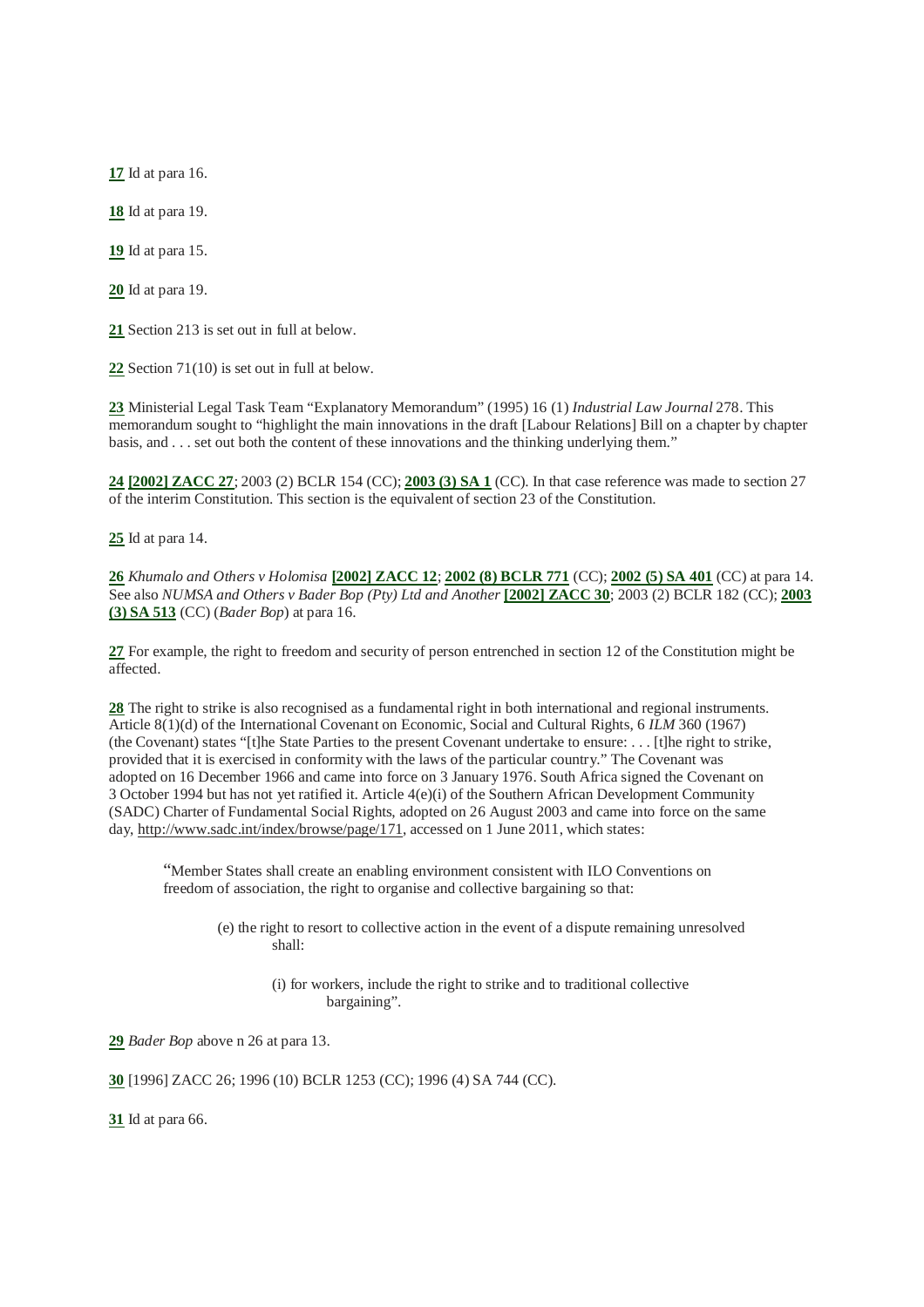**17** Id at para 16.

**18** Id at para 19.

**19** Id at para 15.

**20** Id at para 19.

**21** Section 213 is set out in full at below.

**22** Section 71(10) is set out in full at below.

**23** Ministerial Legal Task Team "Explanatory Memorandum" (1995) 16 (1) *Industrial Law Journal* 278. This memorandum sought to "highlight the main innovations in the draft [Labour Relations] Bill on a chapter by chapter basis, and . . . set out both the content of these innovations and the thinking underlying them."

**24** **[2002] ZACC 27**; 2003 (2) BCLR 154 (CC); **2003 (3) SA 1** (CC). In that case reference was made to section 27 of the interim Constitution. This section is the equivalent of section 23 of the Constitution.

**25** Id at para 14.

**26** *Khumalo and Others v Holomisa* **[2002] ZACC 12**; **2002 (8) BCLR 771** (CC); **2002 (5) SA 401** (CC) at para 14. See also *NUMSA and Others v Bader Bop (Pty) Ltd and Another* **[2002] ZACC 30**; 2003 (2) BCLR 182 (CC); **2003 (3) SA 513** (CC) (*Bader Bop*) at para 16.

**27** For example, the right to freedom and security of person entrenched in section 12 of the Constitution might be affected.

**28** The right to strike is also recognised as a fundamental right in both international and regional instruments. Article 8(1)(d) of the International Covenant on Economic, Social and Cultural Rights, 6 *ILM* 360 (1967) (the Covenant) states "[t]he State Parties to the present Covenant undertake to ensure: . . . [t]he right to strike, provided that it is exercised in conformity with the laws of the particular country." The Covenant was adopted on 16 December 1966 and came into force on 3 January 1976. South Africa signed the Covenant on 3 October 1994 but has not yet ratified it. Article 4(e)(i) of the Southern African Development Community (SADC) Charter of Fundamental Social Rights, adopted on 26 August 2003 and came into force on the same day, http://www.sadc.int/index/browse/page/171, accessed on 1 June 2011, which states:

> "Member States shall create an enabling environment consistent with ILO Conventions on freedom of association, the right to organise and collective bargaining so that:
>
> (e) the right to resort to collective action in the event of a dispute remaining unresolved shall:
>
> (i) for workers, include the right to strike and to traditional collective bargaining".

**29** *Bader Bop* above n 26 at para 13.

**30** [1996] ZACC 26; 1996 (10) BCLR 1253 (CC); 1996 (4) SA 744 (CC).

**31** Id at para 66.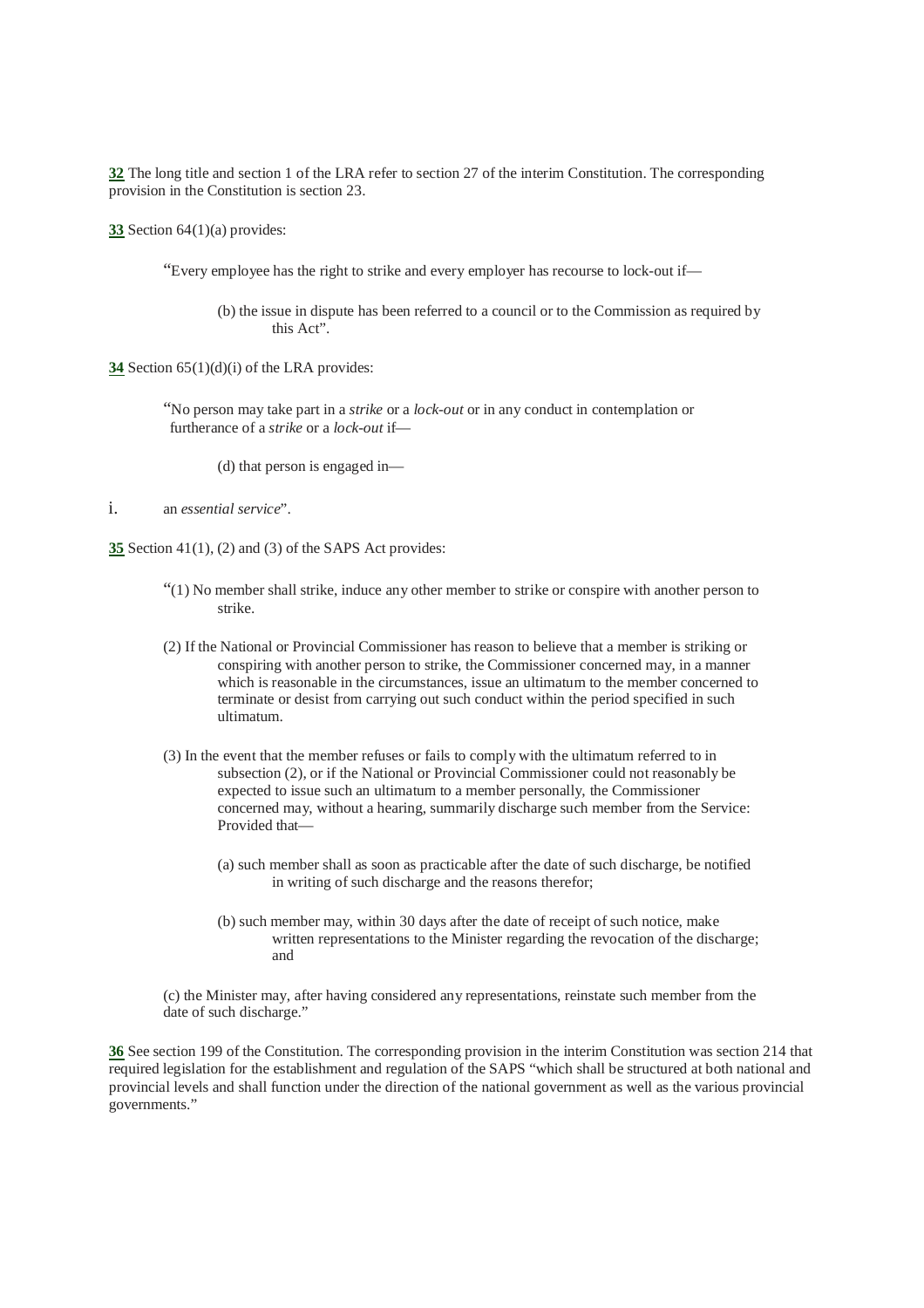**32** The long title and section 1 of the LRA refer to section 27 of the interim Constitution. The corresponding provision in the Constitution is section 23.

**33** Section 64(1)(a) provides:

> "Every employee has the right to strike and every employer has recourse to lock-out if—
>
> > (b) the issue in dispute has been referred to a council or to the Commission as required by this Act".

**34** Section 65(1)(d)(i) of the LRA provides:

> "No person may take part in a *strike* or a *lock-out* or in any conduct in contemplation or furtherance of a *strike* or a *lock-out* if—
>
> > (d) that person is engaged in—

i. an *essential service*".

**35** Section 41(1), (2) and (3) of the SAPS Act provides:

> "(1) No member shall strike, induce any other member to strike or conspire with another person to strike.
>
> (2) If the National or Provincial Commissioner has reason to believe that a member is striking or conspiring with another person to strike, the Commissioner concerned may, in a manner which is reasonable in the circumstances, issue an ultimatum to the member concerned to terminate or desist from carrying out such conduct within the period specified in such ultimatum.
>
> (3) In the event that the member refuses or fails to comply with the ultimatum referred to in subsection (2), or if the National or Provincial Commissioner could not reasonably be expected to issue such an ultimatum to a member personally, the Commissioner concerned may, without a hearing, summarily discharge such member from the Service: Provided that—
>
> > (a) such member shall as soon as practicable after the date of such discharge, be notified in writing of such discharge and the reasons therefor;
> >
> > (b) such member may, within 30 days after the date of receipt of such notice, make written representations to the Minister regarding the revocation of the discharge; and
>
> (c) the Minister may, after having considered any representations, reinstate such member from the date of such discharge."

**36** See section 199 of the Constitution. The corresponding provision in the interim Constitution was section 214 that required legislation for the establishment and regulation of the SAPS "which shall be structured at both national and provincial levels and shall function under the direction of the national government as well as the various provincial governments."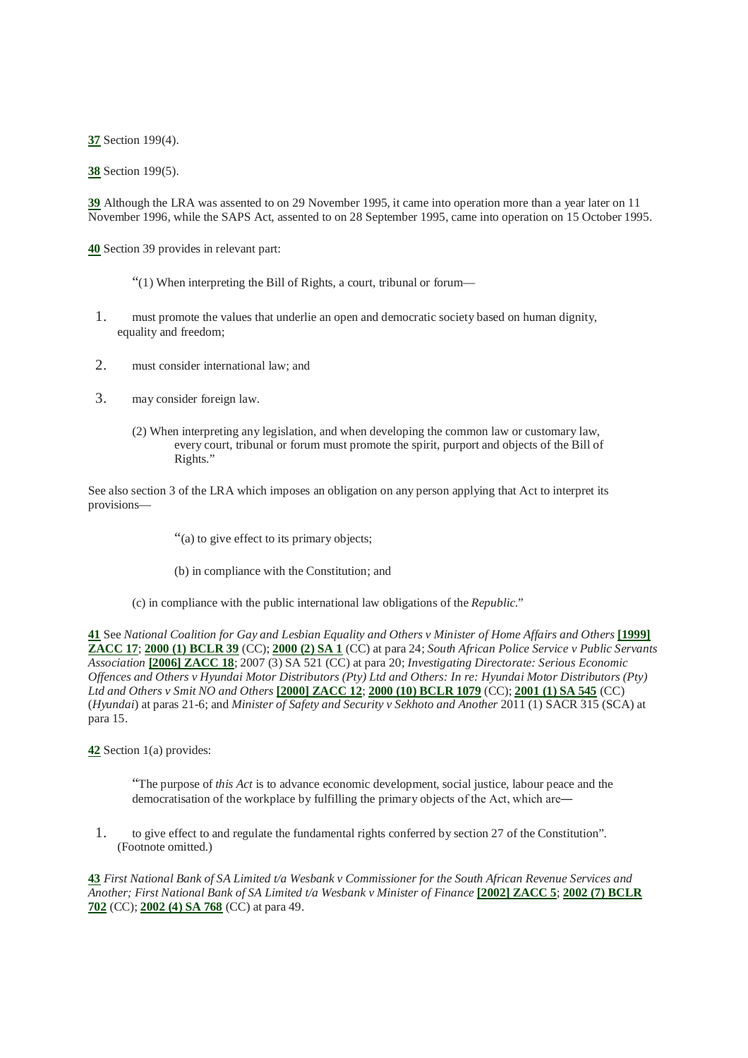**37** Section 199(4).

**38** Section 199(5).

**39** Although the LRA was assented to on 29 November 1995, it came into operation more than a year later on 11 November 1996, while the SAPS Act, assented to on 28 September 1995, came into operation on 15 October 1995.

**40** Section 39 provides in relevant part:

> "(1) When interpreting the Bill of Rights, a court, tribunal or forum—
>
> 1. must promote the values that underlie an open and democratic society based on human dignity, equality and freedom;
> 2. must consider international law; and
> 3. may consider foreign law.
>
> (2) When interpreting any legislation, and when developing the common law or customary law, every court, tribunal or forum must promote the spirit, purport and objects of the Bill of Rights."

See also section 3 of the LRA which imposes an obligation on any person applying that Act to interpret its provisions—

> "(a) to give effect to its primary objects;
>
> (b) in compliance with the Constitution; and
>
> (c) in compliance with the public international law obligations of the *Republic*."

**41** See *National Coalition for Gay and Lesbian Equality and Others v Minister of Home Affairs and Others* **[1999] ZACC 17**; **2000 (1) BCLR 39** (CC); **2000 (2) SA 1** (CC) at para 24; *South African Police Service v Public Servants Association* **[2006] ZACC 18**; 2007 (3) SA 521 (CC) at para 20; *Investigating Directorate: Serious Economic Offences and Others v Hyundai Motor Distributors (Pty) Ltd and Others: In re: Hyundai Motor Distributors (Pty) Ltd and Others v Smit NO and Others* **[2000] ZACC 12**; **2000 (10) BCLR 1079** (CC); **2001 (1) SA 545** (CC) (*Hyundai*) at paras 21-6; and *Minister of Safety and Security v Sekhoto and Another* 2011 (1) SACR 315 (SCA) at para 15.

**42** Section 1(a) provides:

> "The purpose of *this Act* is to advance economic development, social justice, labour peace and the democratisation of the workplace by fulfilling the primary objects of the Act, which are—
>
> 1. to give effect to and regulate the fundamental rights conferred by section 27 of the Constitution". (Footnote omitted.)

**43** *First National Bank of SA Limited t/a Wesbank v Commissioner for the South African Revenue Services and Another; First National Bank of SA Limited t/a Wesbank v Minister of Finance* **[2002] ZACC 5**; **2002 (7) BCLR 702** (CC); **2002 (4) SA 768** (CC) at para 49.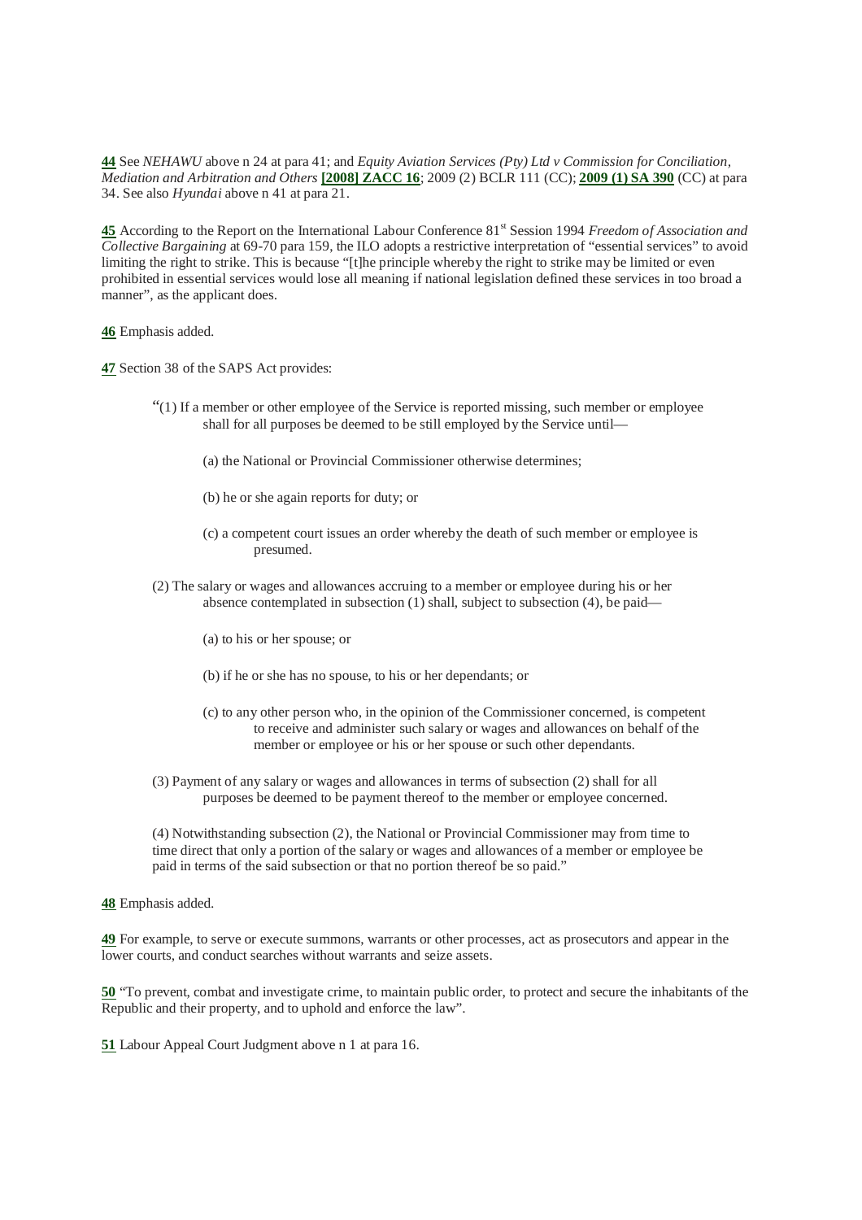**44** See *NEHAWU* above n 24 at para 41; and *Equity Aviation Services (Pty) Ltd v Commission for Conciliation, Mediation and Arbitration and Others* **[2008] ZACC 16**; 2009 (2) BCLR 111 (CC); **2009 (1) SA 390** (CC) at para 34. See also *Hyundai* above n 41 at para 21.

**45** According to the Report on the International Labour Conference 81st Session 1994 *Freedom of Association and Collective Bargaining* at 69-70 para 159, the ILO adopts a restrictive interpretation of "essential services" to avoid limiting the right to strike. This is because "[t]he principle whereby the right to strike may be limited or even prohibited in essential services would lose all meaning if national legislation defined these services in too broad a manner", as the applicant does.

**46** Emphasis added.

**47** Section 38 of the SAPS Act provides:

> "(1) If a member or other employee of the Service is reported missing, such member or employee shall for all purposes be deemed to be still employed by the Service until—
>
> (a) the National or Provincial Commissioner otherwise determines;
>
> (b) he or she again reports for duty; or
>
> (c) a competent court issues an order whereby the death of such member or employee is presumed.
>
> (2) The salary or wages and allowances accruing to a member or employee during his or her absence contemplated in subsection (1) shall, subject to subsection (4), be paid—
>
> (a) to his or her spouse; or
>
> (b) if he or she has no spouse, to his or her dependants; or
>
> (c) to any other person who, in the opinion of the Commissioner concerned, is competent to receive and administer such salary or wages and allowances on behalf of the member or employee or his or her spouse or such other dependants.
>
> (3) Payment of any salary or wages and allowances in terms of subsection (2) shall for all purposes be deemed to be payment thereof to the member or employee concerned.
>
> (4) Notwithstanding subsection (2), the National or Provincial Commissioner may from time to time direct that only a portion of the salary or wages and allowances of a member or employee be paid in terms of the said subsection or that no portion thereof be so paid."

**48** Emphasis added.

**49** For example, to serve or execute summons, warrants or other processes, act as prosecutors and appear in the lower courts, and conduct searches without warrants and seize assets.

**50** "To prevent, combat and investigate crime, to maintain public order, to protect and secure the inhabitants of the Republic and their property, and to uphold and enforce the law".

**51** Labour Appeal Court Judgment above n 1 at para 16.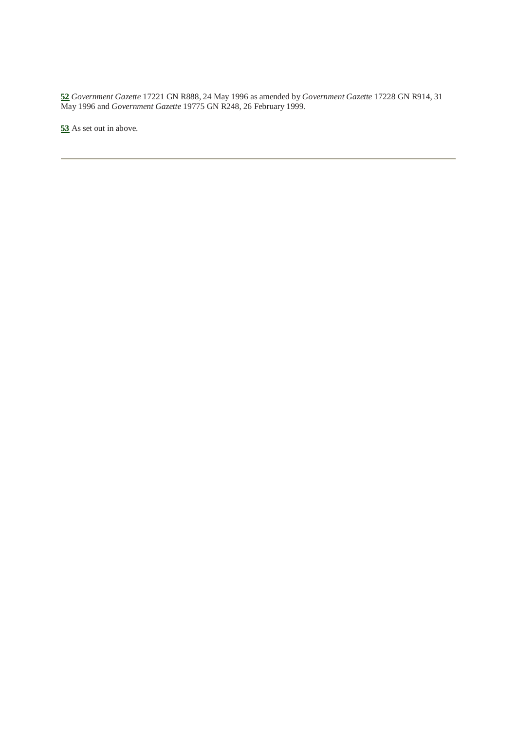**52** *Government Gazette* 17221 GN R888, 24 May 1996 as amended by *Government Gazette* 17228 GN R914, 31 May 1996 and *Government Gazette* 19775 GN R248, 26 February 1999.

**53** As set out in above.

---